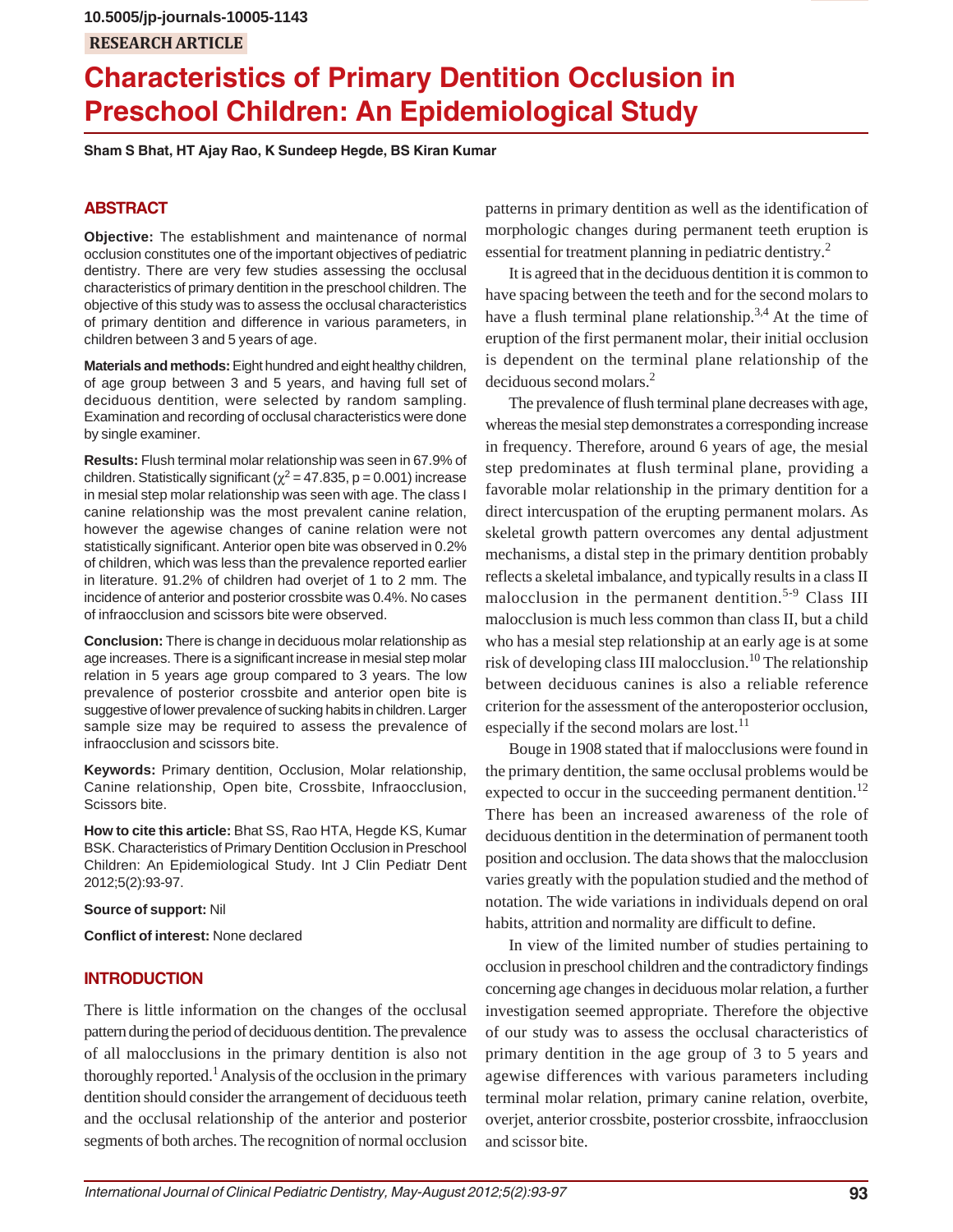10.5005/jp-journals-10005-1143

RESEARCH ARTICLE

# Characteristics of Primary Dentition Occlusion in Preschool Children: An Epidemiological Study

**Sham S Bhat, HT Ajay Rao, K Sundeep Hegde, BS Kiran Kumar**

## ABSTRACT

**Objective:** The establishment and maintenance of normal occlusion constitutes one of the important objectives of pediatric dentistry. There are very few studies assessing the occlusal characteristics of primary dentition in the preschool children. The objective of this study was to assess the occlusal characteristics of primary dentition and difference in various parameters, in children between 3 and 5 years of age.

**Materials and methods:** Eight hundred and eight healthy children, of age group between 3 and 5 years, and having full set of deciduous dentition, were selected by random sampling. Examination and recording of occlusal characteristics were done by single examiner.

**Results:** Flush terminal molar relationship was seen in 67.9% of children. Statistically significant ($\chi^2 = 47.835$, $p = 0.001$) increase in mesial step molar relationship was seen with age. The class I canine relationship was the most prevalent canine relation, however the agewise changes of canine relation were not statistically significant. Anterior open bite was observed in 0.2% of children, which was less than the prevalence reported earlier in literature. 91.2% of children had overjet of 1 to 2 mm. The incidence of anterior and posterior crossbite was 0.4%. No cases of infraocclusion and scissors bite were observed.

**Conclusion:** There is change in deciduous molar relationship as age increases. There is a significant increase in mesial step molar relation in 5 years age group compared to 3 years. The low prevalence of posterior crossbite and anterior open bite is suggestive of lower prevalence of sucking habits in children. Larger sample size may be required to assess the prevalence of infraocclusion and scissors bite.

**Keywords:** Primary dentition, Occlusion, Molar relationship, Canine relationship, Open bite, Crossbite, Infraocclusion, Scissors bite.

**How to cite this article:** Bhat SS, Rao HTA, Hegde KS, Kumar BSK. Characteristics of Primary Dentition Occlusion in Preschool Children: An Epidemiological Study. Int J Clin Pediatr Dent 2012;5(2):93-97.

**Source of support:** Nil

**Conflict of interest:** None declared

## INTRODUCTION

There is little information on the changes of the occlusal pattern during the period of deciduous dentition. The prevalence of all malocclusions in the primary dentition is also not thoroughly reported.[1] Analysis of the occlusion in the primary dentition should consider the arrangement of deciduous teeth and the occlusal relationship of the anterior and posterior segments of both arches. The recognition of normal occlusion patterns in primary dentition as well as the identification of morphologic changes during permanent teeth eruption is essential for treatment planning in pediatric dentistry.[2]

It is agreed that in the deciduous dentition it is common to have spacing between the teeth and for the second molars to have a flush terminal plane relationship.[3,4] At the time of eruption of the first permanent molar, their initial occlusion is dependent on the terminal plane relationship of the deciduous second molars.[2]

The prevalence of flush terminal plane decreases with age, whereas the mesial step demonstrates a corresponding increase in frequency. Therefore, around 6 years of age, the mesial step predominates at flush terminal plane, providing a favorable molar relationship in the primary dentition for a direct intercuspation of the erupting permanent molars. As skeletal growth pattern overcomes any dental adjustment mechanisms, a distal step in the primary dentition probably reflects a skeletal imbalance, and typically results in a class II malocclusion in the permanent dentition.[5-9] Class III malocclusion is much less common than class II, but a child who has a mesial step relationship at an early age is at some risk of developing class III malocclusion.[10] The relationship between deciduous canines is also a reliable reference criterion for the assessment of the anteroposterior occlusion, especially if the second molars are lost.[11]

Bouge in 1908 stated that if malocclusions were found in the primary dentition, the same occlusal problems would be expected to occur in the succeeding permanent dentition.[12] There has been an increased awareness of the role of deciduous dentition in the determination of permanent tooth position and occlusion. The data shows that the malocclusion varies greatly with the population studied and the method of notation. The wide variations in individuals depend on oral habits, attrition and normality are difficult to define.

In view of the limited number of studies pertaining to occlusion in preschool children and the contradictory findings concerning age changes in deciduous molar relation, a further investigation seemed appropriate. Therefore the objective of our study was to assess the occlusal characteristics of primary dentition in the age group of 3 to 5 years and agewise differences with various parameters including terminal molar relation, primary canine relation, overbite, overjet, anterior crossbite, posterior crossbite, infraocclusion and scissor bite.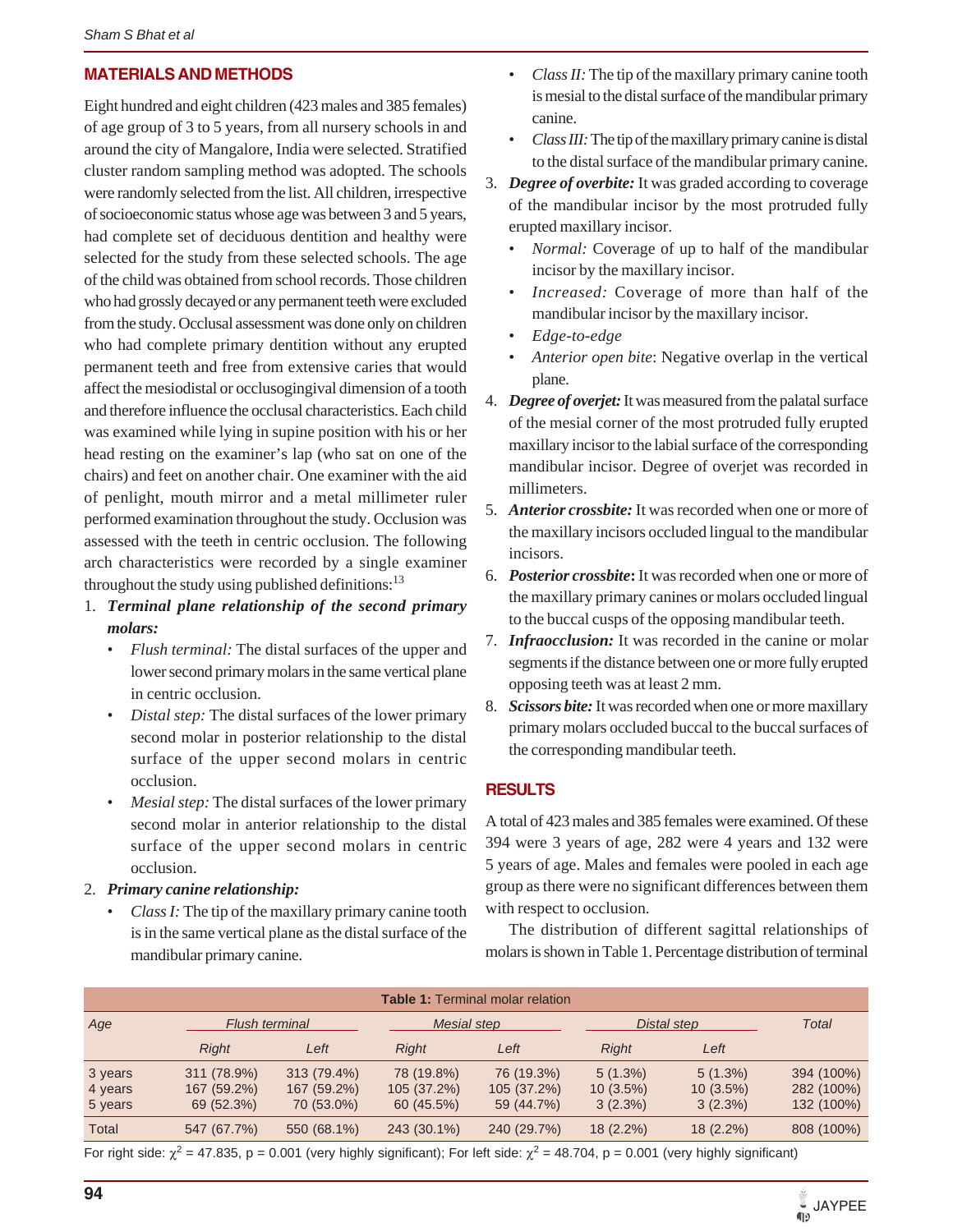## MATERIALS AND METHODS

Eight hundred and eight children (423 males and 385 females) of age group of 3 to 5 years, from all nursery schools in and around the city of Mangalore, India were selected. Stratified cluster random sampling method was adopted. The schools were randomly selected from the list. All children, irrespective of socioeconomic status whose age was between 3 and 5 years, had complete set of deciduous dentition and healthy were selected for the study from these selected schools. The age of the child was obtained from school records. Those children who had grossly decayed or any permanent teeth were excluded from the study. Occlusal assessment was done only on children who had complete primary dentition without any erupted permanent teeth and free from extensive caries that would affect the mesiodistal or occlusogingival dimension of a tooth and therefore influence the occlusal characteristics. Each child was examined while lying in supine position with his or her head resting on the examiner's lap (who sat on one of the chairs) and feet on another chair. One examiner with the aid of penlight, mouth mirror and a metal millimeter ruler performed examination throughout the study. Occlusion was assessed with the teeth in centric occlusion. The following arch characteristics were recorded by a single examiner throughout the study using published definitions:[13]

1. ***Terminal plane relationship of the second primary molars:***
   - *Flush terminal:* The distal surfaces of the upper and lower second primary molars in the same vertical plane in centric occlusion.
   - *Distal step:* The distal surfaces of the lower primary second molar in posterior relationship to the distal surface of the upper second molars in centric occlusion.
   - *Mesial step:* The distal surfaces of the lower primary second molar in anterior relationship to the distal surface of the upper second molars in centric occlusion.
2. ***Primary canine relationship:***
   - *Class I:* The tip of the maxillary primary canine tooth is in the same vertical plane as the distal surface of the mandibular primary canine.
   - *Class II:* The tip of the maxillary primary canine tooth is mesial to the distal surface of the mandibular primary canine.
   - *Class III:* The tip of the maxillary primary canine is distal to the distal surface of the mandibular primary canine.
3. ***Degree of overbite:*** It was graded according to coverage of the mandibular incisor by the most protruded fully erupted maxillary incisor.
   - *Normal:* Coverage of up to half of the mandibular incisor by the maxillary incisor.
   - *Increased:* Coverage of more than half of the mandibular incisor by the maxillary incisor.
   - *Edge-to-edge*
   - *Anterior open bite*: Negative overlap in the vertical plane.
4. ***Degree of overjet:*** It was measured from the palatal surface of the mesial corner of the most protruded fully erupted maxillary incisor to the labial surface of the corresponding mandibular incisor. Degree of overjet was recorded in millimeters.
5. ***Anterior crossbite:*** It was recorded when one or more of the maxillary incisors occluded lingual to the mandibular incisors.
6. ***Posterior crossbite*:** It was recorded when one or more of the maxillary primary canines or molars occluded lingual to the buccal cusps of the opposing mandibular teeth.
7. ***Infraocclusion:*** It was recorded in the canine or molar segments if the distance between one or more fully erupted opposing teeth was at least 2 mm.
8. ***Scissors bite:*** It was recorded when one or more maxillary primary molars occluded buccal to the buccal surfaces of the corresponding mandibular teeth.

## RESULTS

A total of 423 males and 385 females were examined. Of these 394 were 3 years of age, 282 were 4 years and 132 were 5 years of age. Males and females were pooled in each age group as there were no significant differences between them with respect to occlusion.

The distribution of different sagittal relationships of molars is shown in Table 1. Percentage distribution of terminal

**Table 1:** Terminal molar relation

| Age | Flush terminal | | Mesial step | | Distal step | | Total |
|---|---|---|---|---|---|---|---|
| | Right | Left | Right | Left | Right | Left | |
| 3 years | 311 (78.9%) | 313 (79.4%) | 78 (19.8%) | 76 (19.3%) | 5 (1.3%) | 5 (1.3%) | 394 (100%) |
| 4 years | 167 (59.2%) | 167 (59.2%) | 105 (37.2%) | 105 (37.2%) | 10 (3.5%) | 10 (3.5%) | 282 (100%) |
| 5 years | 69 (52.3%) | 70 (53.0%) | 60 (45.5%) | 59 (44.7%) | 3 (2.3%) | 3 (2.3%) | 132 (100%) |
| Total | 547 (67.7%) | 550 (68.1%) | 243 (30.1%) | 240 (29.7%) | 18 (2.2%) | 18 (2.2%) | 808 (100%) |

For right side: $\chi^2$ = 47.835, p = 0.001 (very highly significant); For left side: $\chi^2$ = 48.704, p = 0.001 (very highly significant)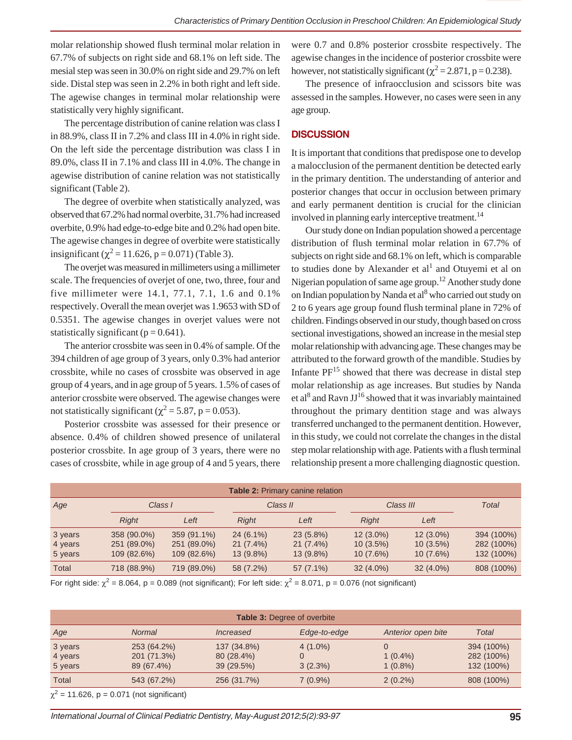molar relationship showed flush terminal molar relation in 67.7% of subjects on right side and 68.1% on left side. The mesial step was seen in 30.0% on right side and 29.7% on left side. Distal step was seen in 2.2% in both right and left side. The agewise changes in terminal molar relationship were statistically very highly significant.

The percentage distribution of canine relation was class I in 88.9%, class II in 7.2% and class III in 4.0% in right side. On the left side the percentage distribution was class I in 89.0%, class II in 7.1% and class III in 4.0%. The change in agewise distribution of canine relation was not statistically significant (Table 2).

The degree of overbite when statistically analyzed, was observed that 67.2% had normal overbite, 31.7% had increased overbite, 0.9% had edge-to-edge bite and 0.2% had open bite. The agewise changes in degree of overbite were statistically insignificant ($\chi^2 = 11.626$, $p = 0.071$) (Table 3).

The overjet was measured in millimeters using a millimeter scale. The frequencies of overjet of one, two, three, four and five millimeter were 14.1, 77.1, 7.1, 1.6 and 0.1% respectively. Overall the mean overjet was 1.9653 with SD of 0.5351. The agewise changes in overjet values were not statistically significant ($p = 0.641$).

The anterior crossbite was seen in 0.4% of sample. Of the 394 children of age group of 3 years, only 0.3% had anterior crossbite, while no cases of crossbite was observed in age group of 4 years, and in age group of 5 years. 1.5% of cases of anterior crossbite were observed. The agewise changes were not statistically significant ($\chi^2 = 5.87$, $p = 0.053$).

Posterior crossbite was assessed for their presence or absence. 0.4% of children showed presence of unilateral posterior crossbite. In age group of 3 years, there were no cases of crossbite, while in age group of 4 and 5 years, there were 0.7 and 0.8% posterior crossbite respectively. The agewise changes in the incidence of posterior crossbite were however, not statistically significant ($\chi^2 = 2.871$, $p = 0.238$).

The presence of infraocclusion and scissors bite was assessed in the samples. However, no cases were seen in any age group.

## DISCUSSION

It is important that conditions that predispose one to develop a malocclusion of the permanent dentition be detected early in the primary dentition. The understanding of anterior and posterior changes that occur in occlusion between primary and early permanent dentition is crucial for the clinician involved in planning early interceptive treatment.[14]

Our study done on Indian population showed a percentage distribution of flush terminal molar relation in 67.7% of subjects on right side and 68.1% on left, which is comparable to studies done by Alexander et al[1] and Otuyemi et al on Nigerian population of same age group.[12] Another study done on Indian population by Nanda et al[8] who carried out study on 2 to 6 years age group found flush terminal plane in 72% of children. Findings observed in our study, though based on cross sectional investigations, showed an increase in the mesial step molar relationship with advancing age. These changes may be attributed to the forward growth of the mandible. Studies by Infante PF[15] showed that there was decrease in distal step molar relationship as age increases. But studies by Nanda et al[8] and Ravn JJ[16] showed that it was invariably maintained throughout the primary dentition stage and was always transferred unchanged to the permanent dentition. However, in this study, we could not correlate the changes in the distal step molar relationship with age. Patients with a flush terminal relationship present a more challenging diagnostic question.

**Table 2:** Primary canine relation

| Age | Class I | | Class II | | Class III | | Total |
|---|---|---|---|---|---|---|---|
| | Right | Left | Right | Left | Right | Left | |
| 3 years | 358 (90.0%) | 359 (91.1%) | 24 (6.1%) | 23 (5.8%) | 12 (3.0%) | 12 (3.0%) | 394 (100%) |
| 4 years | 251 (89.0%) | 251 (89.0%) | 21 (7.4%) | 21 (7.4%) | 10 (3.5%) | 10 (3.5%) | 282 (100%) |
| 5 years | 109 (82.6%) | 109 (82.6%) | 13 (9.8%) | 13 (9.8%) | 10 (7.6%) | 10 (7.6%) | 132 (100%) |
| Total | 718 (88.9%) | 719 (89.0%) | 58 (7.2%) | 57 (7.1%) | 32 (4.0%) | 32 (4.0%) | 808 (100%) |

For right side: $\chi^2 = 8.064$, $p = 0.089$ (not significant); For left side: $\chi^2 = 8.071$, $p = 0.076$ (not significant)

**Table 3:** Degree of overbite

| Age | Normal | Increased | Edge-to-edge | Anterior open bite | Total |
|---|---|---|---|---|---|
| 3 years | 253 (64.2%) | 137 (34.8%) | 4 (1.0%) | 0 | 394 (100%) |
| 4 years | 201 (71.3%) | 80 (28.4%) | 0 | 1 (0.4%) | 282 (100%) |
| 5 years | 89 (67.4%) | 39 (29.5%) | 3 (2.3%) | 1 (0.8%) | 132 (100%) |
| Total | 543 (67.2%) | 256 (31.7%) | 7 (0.9%) | 2 (0.2%) | 808 (100%) |

$\chi^2 = 11.626$, $p = 0.071$ (not significant)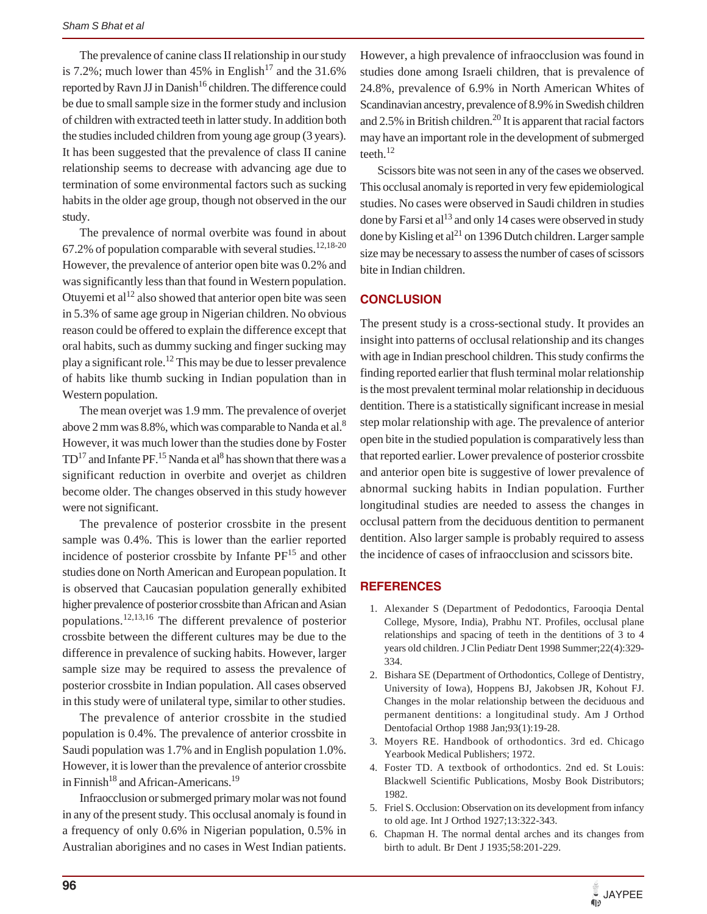The prevalence of canine class II relationship in our study is 7.2%; much lower than 45% in English[17] and the 31.6% reported by Ravn JJ in Danish[16] children. The difference could be due to small sample size in the former study and inclusion of children with extracted teeth in latter study. In addition both the studies included children from young age group (3 years). It has been suggested that the prevalence of class II canine relationship seems to decrease with advancing age due to termination of some environmental factors such as sucking habits in the older age group, though not observed in the our study.

The prevalence of normal overbite was found in about 67.2% of population comparable with several studies.[12,18-20] However, the prevalence of anterior open bite was 0.2% and was significantly less than that found in Western population. Otuyemi et al[12] also showed that anterior open bite was seen in 5.3% of same age group in Nigerian children. No obvious reason could be offered to explain the difference except that oral habits, such as dummy sucking and finger sucking may play a significant role.[12] This may be due to lesser prevalence of habits like thumb sucking in Indian population than in Western population.

The mean overjet was 1.9 mm. The prevalence of overjet above 2 mm was 8.8%, which was comparable to Nanda et al.[8] However, it was much lower than the studies done by Foster TD[17] and Infante PF.[15] Nanda et al[8] has shown that there was a significant reduction in overbite and overjet as children become older. The changes observed in this study however were not significant.

The prevalence of posterior crossbite in the present sample was 0.4%. This is lower than the earlier reported incidence of posterior crossbite by Infante PF[15] and other studies done on North American and European population. It is observed that Caucasian population generally exhibited higher prevalence of posterior crossbite than African and Asian populations.[12,13,16] The different prevalence of posterior crossbite between the different cultures may be due to the difference in prevalence of sucking habits. However, larger sample size may be required to assess the prevalence of posterior crossbite in Indian population. All cases observed in this study were of unilateral type, similar to other studies.

The prevalence of anterior crossbite in the studied population is 0.4%. The prevalence of anterior crossbite in Saudi population was 1.7% and in English population 1.0%. However, it is lower than the prevalence of anterior crossbite in Finnish[18] and African-Americans.[19]

Infraocclusion or submerged primary molar was not found in any of the present study. This occlusal anomaly is found in a frequency of only 0.6% in Nigerian population, 0.5% in Australian aborigines and no cases in West Indian patients. However, a high prevalence of infraocclusion was found in studies done among Israeli children, that is prevalence of 24.8%, prevalence of 6.9% in North American Whites of Scandinavian ancestry, prevalence of 8.9% in Swedish children and 2.5% in British children.[20] It is apparent that racial factors may have an important role in the development of submerged teeth.[12]

Scissors bite was not seen in any of the cases we observed. This occlusal anomaly is reported in very few epidemiological studies. No cases were observed in Saudi children in studies done by Farsi et al[13] and only 14 cases were observed in study done by Kisling et al[21] on 1396 Dutch children. Larger sample size may be necessary to assess the number of cases of scissors bite in Indian children.

## CONCLUSION

The present study is a cross-sectional study. It provides an insight into patterns of occlusal relationship and its changes with age in Indian preschool children. This study confirms the finding reported earlier that flush terminal molar relationship is the most prevalent terminal molar relationship in deciduous dentition. There is a statistically significant increase in mesial step molar relationship with age. The prevalence of anterior open bite in the studied population is comparatively less than that reported earlier. Lower prevalence of posterior crossbite and anterior open bite is suggestive of lower prevalence of abnormal sucking habits in Indian population. Further longitudinal studies are needed to assess the changes in occlusal pattern from the deciduous dentition to permanent dentition. Also larger sample is probably required to assess the incidence of cases of infraocclusion and scissors bite.

## REFERENCES

1. Alexander S (Department of Pedodontics, Farooqia Dental College, Mysore, India), Prabhu NT. Profiles, occlusal plane relationships and spacing of teeth in the dentitions of 3 to 4 years old children. J Clin Pediatr Dent 1998 Summer;22(4):329-334.
2. Bishara SE (Department of Orthodontics, College of Dentistry, University of Iowa), Hoppens BJ, Jakobsen JR, Kohout FJ. Changes in the molar relationship between the deciduous and permanent dentitions: a longitudinal study. Am J Orthod Dentofacial Orthop 1988 Jan;93(1):19-28.
3. Moyers RE. Handbook of orthodontics. 3rd ed. Chicago Yearbook Medical Publishers; 1972.
4. Foster TD. A textbook of orthodontics. 2nd ed. St Louis: Blackwell Scientific Publications, Mosby Book Distributors; 1982.
5. Friel S. Occlusion: Observation on its development from infancy to old age. Int J Orthod 1927;13:322-343.
6. Chapman H. The normal dental arches and its changes from birth to adult. Br Dent J 1935;58:201-229.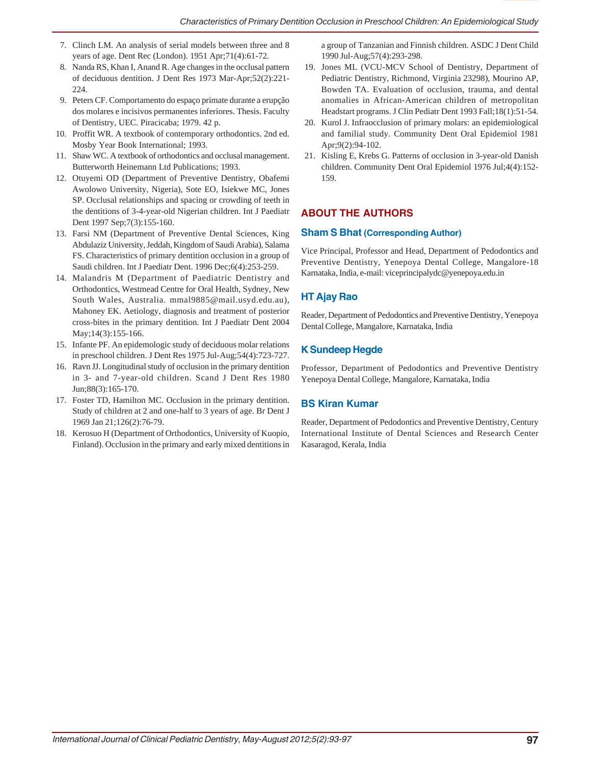7. Clinch LM. An analysis of serial models between three and 8 years of age. Dent Rec (London). 1951 Apr;71(4):61-72.
8. Nanda RS, Khan I, Anand R. Age changes in the occlusal pattern of deciduous dentition. J Dent Res 1973 Mar-Apr;52(2):221-224.
9. Peters CF. Comportamento do espaço primate durante a erupção dos molares e incisivos permanentes inferiores. Thesis. Faculty of Dentistry, UEC. Piracicaba; 1979. 42 p.
10. Proffit WR. A textbook of contemporary orthodontics. 2nd ed. Mosby Year Book International; 1993.
11. Shaw WC. A textbook of orthodontics and occlusal management. Butterworth Heinemann Ltd Publications; 1993.
12. Otuyemi OD (Department of Preventive Dentistry, Obafemi Awolowo University, Nigeria), Sote EO, Isiekwe MC, Jones SP. Occlusal relationships and spacing or crowding of teeth in the dentitions of 3-4-year-old Nigerian children. Int J Paediatr Dent 1997 Sep;7(3):155-160.
13. Farsi NM (Department of Preventive Dental Sciences, King Abdulaziz University, Jeddah, Kingdom of Saudi Arabia), Salama FS. Characteristics of primary dentition occlusion in a group of Saudi children. Int J Paediatr Dent. 1996 Dec;6(4):253-259.
14. Malandris M (Department of Paediatric Dentistry and Orthodontics, Westmead Centre for Oral Health, Sydney, New South Wales, Australia. mmal9885@mail.usyd.edu.au), Mahoney EK. Aetiology, diagnosis and treatment of posterior cross-bites in the primary dentition. Int J Paediatr Dent 2004 May;14(3):155-166.
15. Infante PF. An epidemologic study of deciduous molar relations in preschool children. J Dent Res 1975 Jul-Aug;54(4):723-727.
16. Ravn JJ. Longitudinal study of occlusion in the primary dentition in 3- and 7-year-old children. Scand J Dent Res 1980 Jun;88(3):165-170.
17. Foster TD, Hamilton MC. Occlusion in the primary dentition. Study of children at 2 and one-half to 3 years of age. Br Dent J 1969 Jan 21;126(2):76-79.
18. Kerosuo H (Department of Orthodontics, University of Kuopio, Finland). Occlusion in the primary and early mixed dentitions in a group of Tanzanian and Finnish children. ASDC J Dent Child 1990 Jul-Aug;57(4):293-298.
19. Jones ML (VCU-MCV School of Dentistry, Department of Pediatric Dentistry, Richmond, Virginia 23298), Mourino AP, Bowden TA. Evaluation of occlusion, trauma, and dental anomalies in African-American children of metropolitan Headstart programs. J Clin Pediatr Dent 1993 Fall;18(1):51-54.
20. Kurol J. Infraocclusion of primary molars: an epidemiological and familial study. Community Dent Oral Epidemiol 1981 Apr;9(2):94-102.
21. Kisling E, Krebs G. Patterns of occlusion in 3-year-old Danish children. Community Dent Oral Epidemiol 1976 Jul;4(4):152-159.

## ABOUT THE AUTHORS

### Sham S Bhat (Corresponding Author)

Vice Principal, Professor and Head, Department of Pedodontics and Preventive Dentistry, Yenepoya Dental College, Mangalore-18 Karnataka, India, e-mail: viceprincipalydc@yenepoya.edu.in

### HT Ajay Rao

Reader, Department of Pedodontics and Preventive Dentistry, Yenepoya Dental College, Mangalore, Karnataka, India

### K Sundeep Hegde

Professor, Department of Pedodontics and Preventive Dentistry Yenepoya Dental College, Mangalore, Karnataka, India

### BS Kiran Kumar

Reader, Department of Pedodontics and Preventive Dentistry, Century International Institute of Dental Sciences and Research Center Kasaragod, Kerala, India